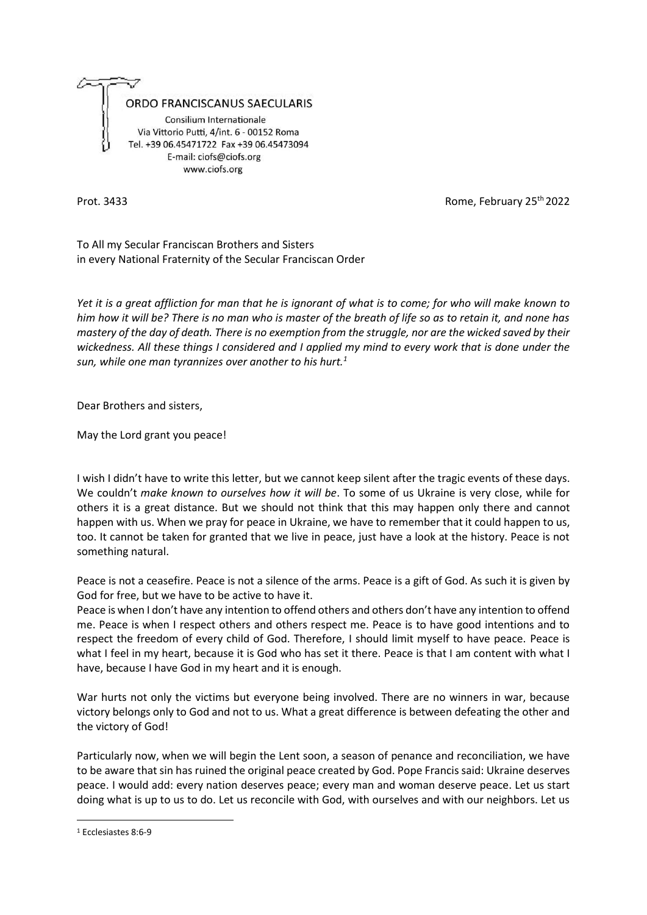ORDO FRANCISCANUS SAECULARIS

Consilium Internationale
Via Vittorio Putti, 4/int. 6 - 00152 Roma
Tel. +39 06.45471722 Fax +39 06.45473094
E-mail: ciofs@ciofs.org
www.ciofs.org

Prot. 3433

Rome, February 25th 2022

To All my Secular Franciscan Brothers and Sisters
in every National Fraternity of the Secular Franciscan Order

*Yet it is a great affliction for man that he is ignorant of what is to come; for who will make known to him how it will be? There is no man who is master of the breath of life so as to retain it, and none has mastery of the day of death. There is no exemption from the struggle, nor are the wicked saved by their wickedness. All these things I considered and I applied my mind to every work that is done under the sun, while one man tyrannizes over another to his hurt.*[1]

Dear Brothers and sisters,

May the Lord grant you peace!

I wish I didn't have to write this letter, but we cannot keep silent after the tragic events of these days. We couldn't *make known to ourselves how it will be*. To some of us Ukraine is very close, while for others it is a great distance. But we should not think that this may happen only there and cannot happen with us. When we pray for peace in Ukraine, we have to remember that it could happen to us, too. It cannot be taken for granted that we live in peace, just have a look at the history. Peace is not something natural.

Peace is not a ceasefire. Peace is not a silence of the arms. Peace is a gift of God. As such it is given by God for free, but we have to be active to have it.
Peace is when I don't have any intention to offend others and others don't have any intention to offend me. Peace is when I respect others and others respect me. Peace is to have good intentions and to respect the freedom of every child of God. Therefore, I should limit myself to have peace. Peace is what I feel in my heart, because it is God who has set it there. Peace is that I am content with what I have, because I have God in my heart and it is enough.

War hurts not only the victims but everyone being involved. There are no winners in war, because victory belongs only to God and not to us. What a great difference is between defeating the other and the victory of God!

Particularly now, when we will begin the Lent soon, a season of penance and reconciliation, we have to be aware that sin has ruined the original peace created by God. Pope Francis said: Ukraine deserves peace. I would add: every nation deserves peace; every man and woman deserve peace. Let us start doing what is up to us to do. Let us reconcile with God, with ourselves and with our neighbors. Let us

[1] Ecclesiastes 8:6-9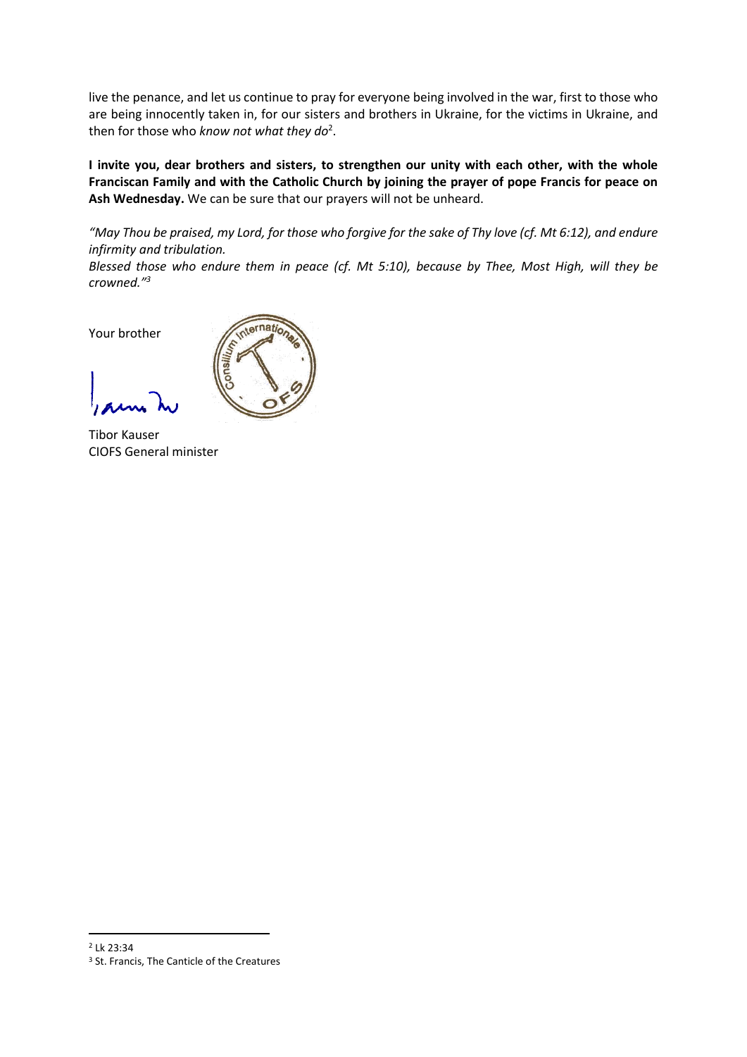live the penance, and let us continue to pray for everyone being involved in the war, first to those who are being innocently taken in, for our sisters and brothers in Ukraine, for the victims in Ukraine, and then for those who *know not what they do*[2].

**I invite you, dear brothers and sisters, to strengthen our unity with each other, with the whole Franciscan Family and with the Catholic Church by joining the prayer of pope Francis for peace on Ash Wednesday.** We can be sure that our prayers will not be unheard.

*"May Thou be praised, my Lord, for those who forgive for the sake of Thy love (cf. Mt 6:12), and endure infirmity and tribulation.*
*Blessed those who endure them in peace (cf. Mt 5:10), because by Thee, Most High, will they be crowned."*[3]

Your brother

Tibor Kauser
CIOFS General minister

---

[2] Lk 23:34
[3] St. Francis, The Canticle of the Creatures